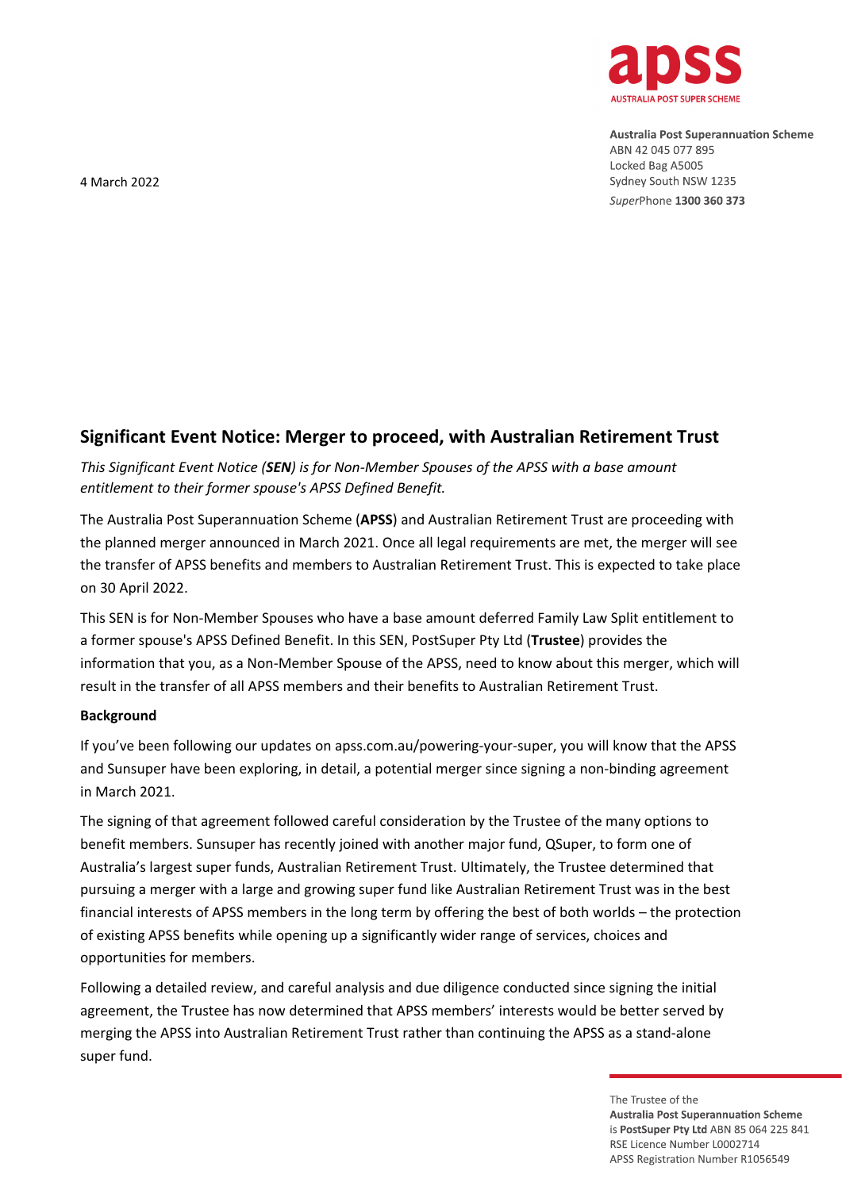**apss**
AUSTRALIA POST SUPER SCHEME

**Australia Post Superannuation Scheme**
ABN 42 045 077 895
Locked Bag A5005
Sydney South NSW 1235
*Super*Phone **1300 360 373**

4 March 2022

## Significant Event Notice: Merger to proceed, with Australian Retirement Trust

*This Significant Event Notice (**SEN**) is for Non-Member Spouses of the APSS with a base amount entitlement to their former spouse's APSS Defined Benefit.*

The Australia Post Superannuation Scheme (**APSS**) and Australian Retirement Trust are proceeding with the planned merger announced in March 2021. Once all legal requirements are met, the merger will see the transfer of APSS benefits and members to Australian Retirement Trust. This is expected to take place on 30 April 2022.

This SEN is for Non-Member Spouses who have a base amount deferred Family Law Split entitlement to a former spouse's APSS Defined Benefit. In this SEN, PostSuper Pty Ltd (**Trustee**) provides the information that you, as a Non-Member Spouse of the APSS, need to know about this merger, which will result in the transfer of all APSS members and their benefits to Australian Retirement Trust.

**Background**

If you've been following our updates on apss.com.au/powering-your-super, you will know that the APSS and Sunsuper have been exploring, in detail, a potential merger since signing a non-binding agreement in March 2021.

The signing of that agreement followed careful consideration by the Trustee of the many options to benefit members. Sunsuper has recently joined with another major fund, QSuper, to form one of Australia's largest super funds, Australian Retirement Trust. Ultimately, the Trustee determined that pursuing a merger with a large and growing super fund like Australian Retirement Trust was in the best financial interests of APSS members in the long term by offering the best of both worlds – the protection of existing APSS benefits while opening up a significantly wider range of services, choices and opportunities for members.

Following a detailed review, and careful analysis and due diligence conducted since signing the initial agreement, the Trustee has now determined that APSS members' interests would be better served by merging the APSS into Australian Retirement Trust rather than continuing the APSS as a stand-alone super fund.

The Trustee of the
**Australia Post Superannuation Scheme**
is **PostSuper Pty Ltd** ABN 85 064 225 841
RSE Licence Number L0002714
APSS Registration Number R1056549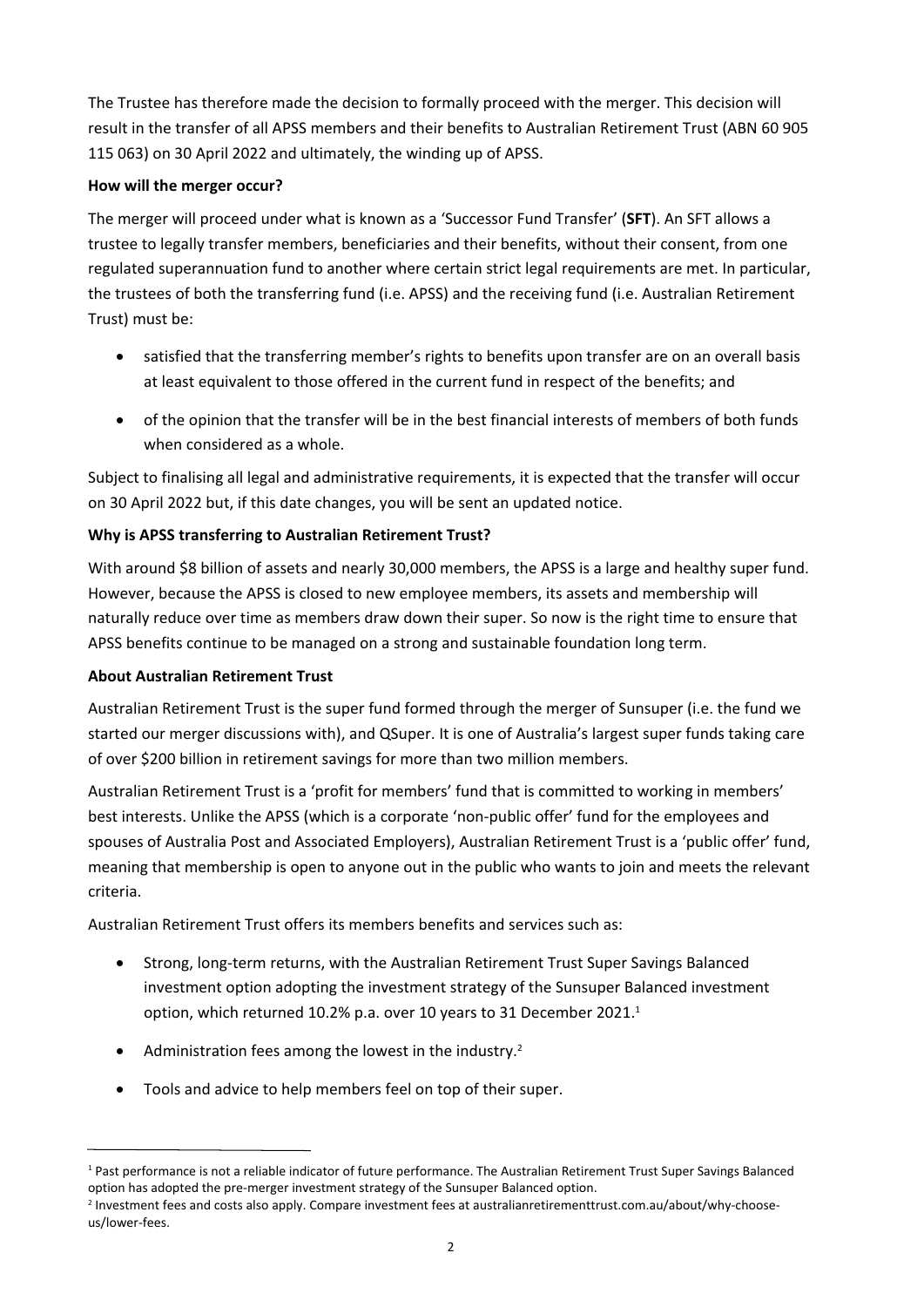The Trustee has therefore made the decision to formally proceed with the merger. This decision will result in the transfer of all APSS members and their benefits to Australian Retirement Trust (ABN 60 905 115 063) on 30 April 2022 and ultimately, the winding up of APSS.

**How will the merger occur?**

The merger will proceed under what is known as a 'Successor Fund Transfer' (**SFT**). An SFT allows a trustee to legally transfer members, beneficiaries and their benefits, without their consent, from one regulated superannuation fund to another where certain strict legal requirements are met. In particular, the trustees of both the transferring fund (i.e. APSS) and the receiving fund (i.e. Australian Retirement Trust) must be:

- satisfied that the transferring member's rights to benefits upon transfer are on an overall basis at least equivalent to those offered in the current fund in respect of the benefits; and
- of the opinion that the transfer will be in the best financial interests of members of both funds when considered as a whole.

Subject to finalising all legal and administrative requirements, it is expected that the transfer will occur on 30 April 2022 but, if this date changes, you will be sent an updated notice.

**Why is APSS transferring to Australian Retirement Trust?**

With around $8 billion of assets and nearly 30,000 members, the APSS is a large and healthy super fund. However, because the APSS is closed to new employee members, its assets and membership will naturally reduce over time as members draw down their super. So now is the right time to ensure that APSS benefits continue to be managed on a strong and sustainable foundation long term.

**About Australian Retirement Trust**

Australian Retirement Trust is the super fund formed through the merger of Sunsuper (i.e. the fund we started our merger discussions with), and QSuper. It is one of Australia's largest super funds taking care of over $200 billion in retirement savings for more than two million members.

Australian Retirement Trust is a 'profit for members' fund that is committed to working in members' best interests. Unlike the APSS (which is a corporate 'non-public offer' fund for the employees and spouses of Australia Post and Associated Employers), Australian Retirement Trust is a 'public offer' fund, meaning that membership is open to anyone out in the public who wants to join and meets the relevant criteria.

Australian Retirement Trust offers its members benefits and services such as:

- Strong, long-term returns, with the Australian Retirement Trust Super Savings Balanced investment option adopting the investment strategy of the Sunsuper Balanced investment option, which returned 10.2% p.a. over 10 years to 31 December 2021.[1]
- Administration fees among the lowest in the industry.[2]
- Tools and advice to help members feel on top of their super.

---

[1] Past performance is not a reliable indicator of future performance. The Australian Retirement Trust Super Savings Balanced option has adopted the pre-merger investment strategy of the Sunsuper Balanced option.

[2] Investment fees and costs also apply. Compare investment fees at australianretirementtrust.com.au/about/why-choose-us/lower-fees.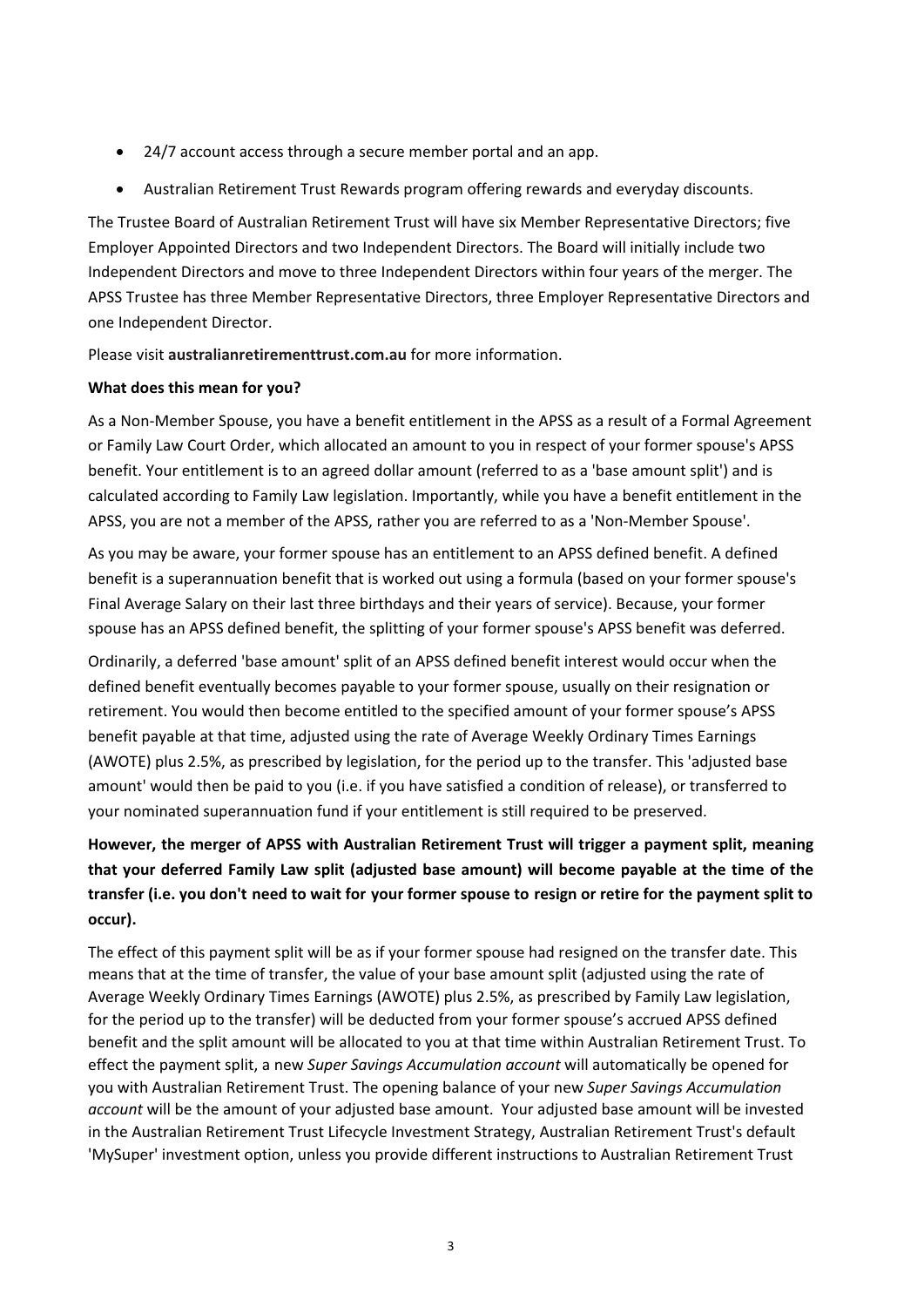- 24/7 account access through a secure member portal and an app.
- Australian Retirement Trust Rewards program offering rewards and everyday discounts.

The Trustee Board of Australian Retirement Trust will have six Member Representative Directors; five Employer Appointed Directors and two Independent Directors. The Board will initially include two Independent Directors and move to three Independent Directors within four years of the merger. The APSS Trustee has three Member Representative Directors, three Employer Representative Directors and one Independent Director.

Please visit **australianretirementtrust.com.au** for more information.

**What does this mean for you?**

As a Non-Member Spouse, you have a benefit entitlement in the APSS as a result of a Formal Agreement or Family Law Court Order, which allocated an amount to you in respect of your former spouse's APSS benefit. Your entitlement is to an agreed dollar amount (referred to as a 'base amount split') and is calculated according to Family Law legislation. Importantly, while you have a benefit entitlement in the APSS, you are not a member of the APSS, rather you are referred to as a 'Non-Member Spouse'.

As you may be aware, your former spouse has an entitlement to an APSS defined benefit. A defined benefit is a superannuation benefit that is worked out using a formula (based on your former spouse's Final Average Salary on their last three birthdays and their years of service). Because, your former spouse has an APSS defined benefit, the splitting of your former spouse's APSS benefit was deferred.

Ordinarily, a deferred 'base amount' split of an APSS defined benefit interest would occur when the defined benefit eventually becomes payable to your former spouse, usually on their resignation or retirement. You would then become entitled to the specified amount of your former spouse's APSS benefit payable at that time, adjusted using the rate of Average Weekly Ordinary Times Earnings (AWOTE) plus 2.5%, as prescribed by legislation, for the period up to the transfer. This 'adjusted base amount' would then be paid to you (i.e. if you have satisfied a condition of release), or transferred to your nominated superannuation fund if your entitlement is still required to be preserved.

**However, the merger of APSS with Australian Retirement Trust will trigger a payment split, meaning that your deferred Family Law split (adjusted base amount) will become payable at the time of the transfer (i.e. you don't need to wait for your former spouse to resign or retire for the payment split to occur).**

The effect of this payment split will be as if your former spouse had resigned on the transfer date. This means that at the time of transfer, the value of your base amount split (adjusted using the rate of Average Weekly Ordinary Times Earnings (AWOTE) plus 2.5%, as prescribed by Family Law legislation, for the period up to the transfer) will be deducted from your former spouse's accrued APSS defined benefit and the split amount will be allocated to you at that time within Australian Retirement Trust. To effect the payment split, a new *Super Savings Accumulation account* will automatically be opened for you with Australian Retirement Trust. The opening balance of your new *Super Savings Accumulation account* will be the amount of your adjusted base amount. Your adjusted base amount will be invested in the Australian Retirement Trust Lifecycle Investment Strategy, Australian Retirement Trust's default 'MySuper' investment option, unless you provide different instructions to Australian Retirement Trust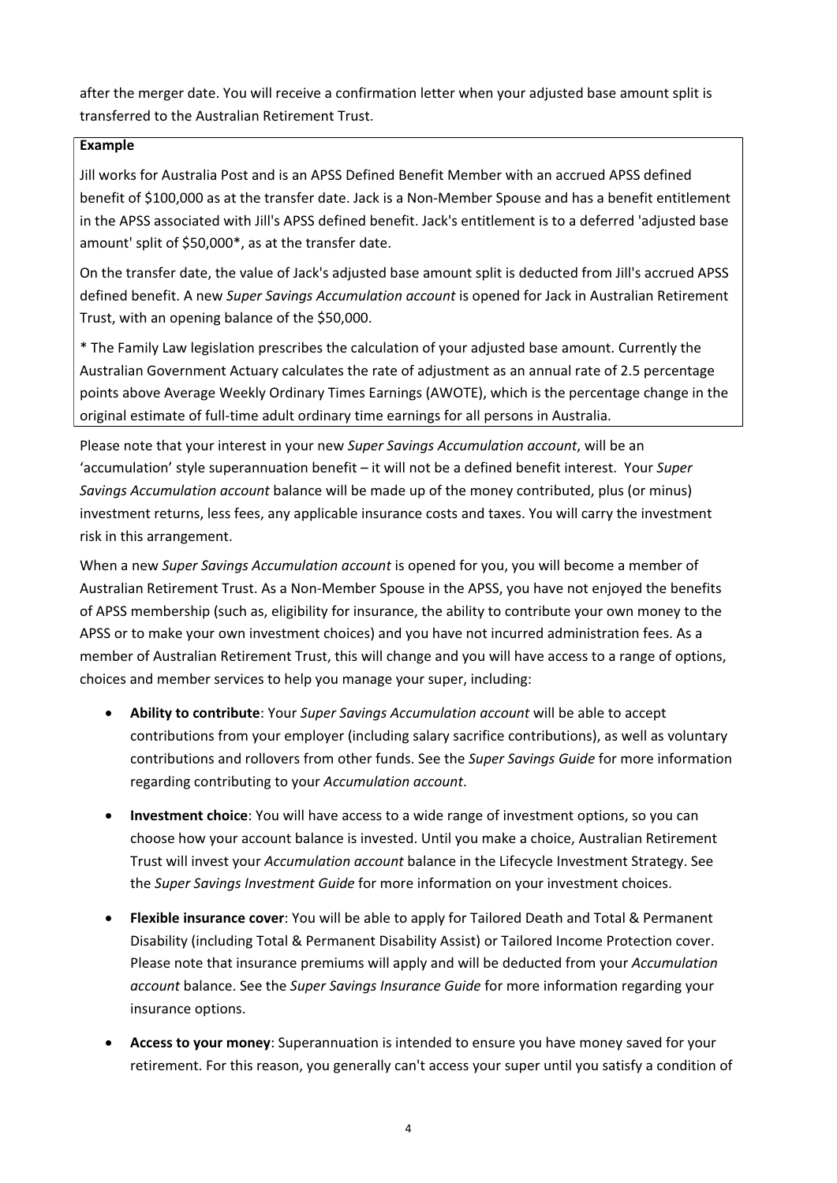after the merger date. You will receive a confirmation letter when your adjusted base amount split is transferred to the Australian Retirement Trust.

**Example**

Jill works for Australia Post and is an APSS Defined Benefit Member with an accrued APSS defined benefit of $100,000 as at the transfer date. Jack is a Non-Member Spouse and has a benefit entitlement in the APSS associated with Jill's APSS defined benefit. Jack's entitlement is to a deferred 'adjusted base amount' split of $50,000*, as at the transfer date.

On the transfer date, the value of Jack's adjusted base amount split is deducted from Jill's accrued APSS defined benefit. A new *Super Savings Accumulation account* is opened for Jack in Australian Retirement Trust, with an opening balance of the $50,000.

* The Family Law legislation prescribes the calculation of your adjusted base amount. Currently the Australian Government Actuary calculates the rate of adjustment as an annual rate of 2.5 percentage points above Average Weekly Ordinary Times Earnings (AWOTE), which is the percentage change in the original estimate of full-time adult ordinary time earnings for all persons in Australia.

Please note that your interest in your new *Super Savings Accumulation account*, will be an 'accumulation' style superannuation benefit – it will not be a defined benefit interest. Your *Super Savings Accumulation account* balance will be made up of the money contributed, plus (or minus) investment returns, less fees, any applicable insurance costs and taxes. You will carry the investment risk in this arrangement.

When a new *Super Savings Accumulation account* is opened for you, you will become a member of Australian Retirement Trust. As a Non-Member Spouse in the APSS, you have not enjoyed the benefits of APSS membership (such as, eligibility for insurance, the ability to contribute your own money to the APSS or to make your own investment choices) and you have not incurred administration fees. As a member of Australian Retirement Trust, this will change and you will have access to a range of options, choices and member services to help you manage your super, including:

- **Ability to contribute**: Your *Super Savings Accumulation account* will be able to accept contributions from your employer (including salary sacrifice contributions), as well as voluntary contributions and rollovers from other funds. See the *Super Savings Guide* for more information regarding contributing to your *Accumulation account*.
- **Investment choice**: You will have access to a wide range of investment options, so you can choose how your account balance is invested. Until you make a choice, Australian Retirement Trust will invest your *Accumulation account* balance in the Lifecycle Investment Strategy. See the *Super Savings Investment Guide* for more information on your investment choices.
- **Flexible insurance cover**: You will be able to apply for Tailored Death and Total & Permanent Disability (including Total & Permanent Disability Assist) or Tailored Income Protection cover. Please note that insurance premiums will apply and will be deducted from your *Accumulation account* balance. See the *Super Savings Insurance Guide* for more information regarding your insurance options.
- **Access to your money**: Superannuation is intended to ensure you have money saved for your retirement. For this reason, you generally can't access your super until you satisfy a condition of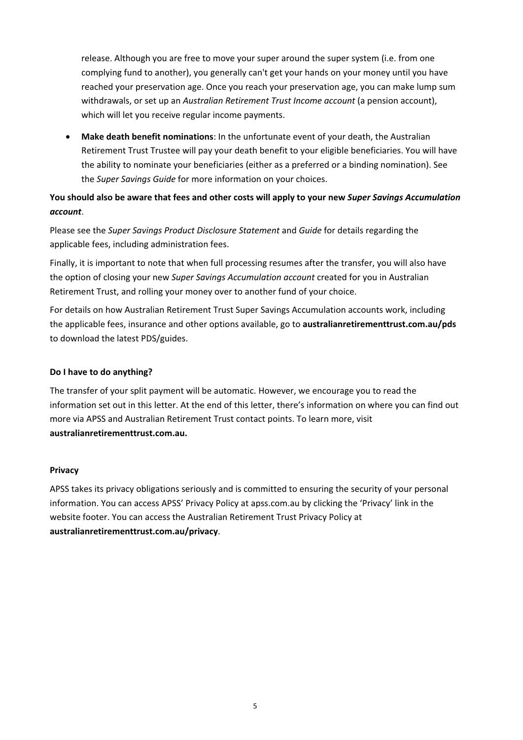release. Although you are free to move your super around the super system (i.e. from one complying fund to another), you generally can't get your hands on your money until you have reached your preservation age. Once you reach your preservation age, you can make lump sum withdrawals, or set up an *Australian Retirement Trust Income account* (a pension account), which will let you receive regular income payments.

- **Make death benefit nominations**: In the unfortunate event of your death, the Australian Retirement Trust Trustee will pay your death benefit to your eligible beneficiaries. You will have the ability to nominate your beneficiaries (either as a preferred or a binding nomination). See the *Super Savings Guide* for more information on your choices.

**You should also be aware that fees and other costs will apply to your new *Super Savings Accumulation account*.**

Please see the *Super Savings Product Disclosure Statement* and *Guide* for details regarding the applicable fees, including administration fees.

Finally, it is important to note that when full processing resumes after the transfer, you will also have the option of closing your new *Super Savings Accumulation account* created for you in Australian Retirement Trust, and rolling your money over to another fund of your choice.

For details on how Australian Retirement Trust Super Savings Accumulation accounts work, including the applicable fees, insurance and other options available, go to **australianretirementtrust.com.au/pds** to download the latest PDS/guides.

**Do I have to do anything?**

The transfer of your split payment will be automatic. However, we encourage you to read the information set out in this letter. At the end of this letter, there's information on where you can find out more via APSS and Australian Retirement Trust contact points. To learn more, visit **australianretirementtrust.com.au.**

**Privacy**

APSS takes its privacy obligations seriously and is committed to ensuring the security of your personal information. You can access APSS' Privacy Policy at apss.com.au by clicking the 'Privacy' link in the website footer. You can access the Australian Retirement Trust Privacy Policy at **australianretirementtrust.com.au/privacy**.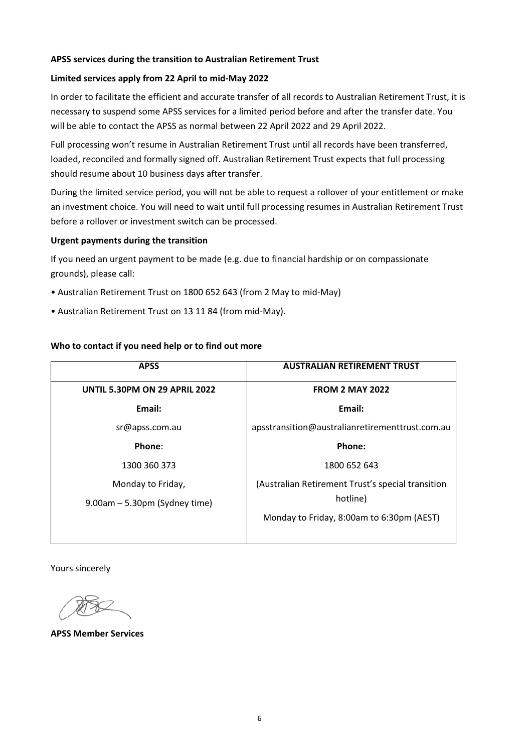**APSS services during the transition to Australian Retirement Trust**

**Limited services apply from 22 April to mid-May 2022**

In order to facilitate the efficient and accurate transfer of all records to Australian Retirement Trust, it is necessary to suspend some APSS services for a limited period before and after the transfer date. You will be able to contact the APSS as normal between 22 April 2022 and 29 April 2022.

Full processing won't resume in Australian Retirement Trust until all records have been transferred, loaded, reconciled and formally signed off. Australian Retirement Trust expects that full processing should resume about 10 business days after transfer.

During the limited service period, you will not be able to request a rollover of your entitlement or make an investment choice. You will need to wait until full processing resumes in Australian Retirement Trust before a rollover or investment switch can be processed.

**Urgent payments during the transition**

If you need an urgent payment to be made (e.g. due to financial hardship or on compassionate grounds), please call:

- Australian Retirement Trust on 1800 652 643 (from 2 May to mid-May)
- Australian Retirement Trust on 13 11 84 (from mid-May).

**Who to contact if you need help or to find out more**

| APSS | AUSTRALIAN RETIREMENT TRUST |
|---|---|
| **UNTIL 5.30PM ON 29 APRIL 2022** | **FROM 2 MAY 2022** |
| **Email:** | **Email:** |
| sr@apss.com.au | apsstransition@australianretirementtrust.com.au |
| **Phone**: | **Phone:** |
| 1300 360 373 | 1800 652 643 |
| Monday to Friday, 9.00am – 5.30pm (Sydney time) | (Australian Retirement Trust's special transition hotline) Monday to Friday, 8:00am to 6:30pm (AEST) |

Yours sincerely

**APSS Member Services**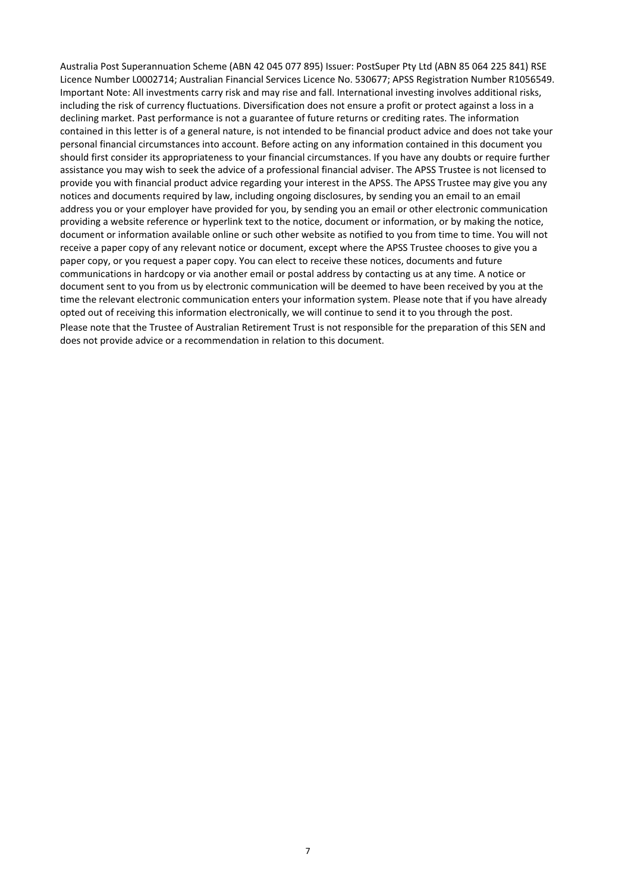Australia Post Superannuation Scheme (ABN 42 045 077 895) Issuer: PostSuper Pty Ltd (ABN 85 064 225 841) RSE Licence Number L0002714; Australian Financial Services Licence No. 530677; APSS Registration Number R1056549. Important Note: All investments carry risk and may rise and fall. International investing involves additional risks, including the risk of currency fluctuations. Diversification does not ensure a profit or protect against a loss in a declining market. Past performance is not a guarantee of future returns or crediting rates. The information contained in this letter is of a general nature, is not intended to be financial product advice and does not take your personal financial circumstances into account. Before acting on any information contained in this document you should first consider its appropriateness to your financial circumstances. If you have any doubts or require further assistance you may wish to seek the advice of a professional financial adviser. The APSS Trustee is not licensed to provide you with financial product advice regarding your interest in the APSS. The APSS Trustee may give you any notices and documents required by law, including ongoing disclosures, by sending you an email to an email address you or your employer have provided for you, by sending you an email or other electronic communication providing a website reference or hyperlink text to the notice, document or information, or by making the notice, document or information available online or such other website as notified to you from time to time. You will not receive a paper copy of any relevant notice or document, except where the APSS Trustee chooses to give you a paper copy, or you request a paper copy. You can elect to receive these notices, documents and future communications in hardcopy or via another email or postal address by contacting us at any time. A notice or document sent to you from us by electronic communication will be deemed to have been received by you at the time the relevant electronic communication enters your information system. Please note that if you have already opted out of receiving this information electronically, we will continue to send it to you through the post.

Please note that the Trustee of Australian Retirement Trust is not responsible for the preparation of this SEN and does not provide advice or a recommendation in relation to this document.